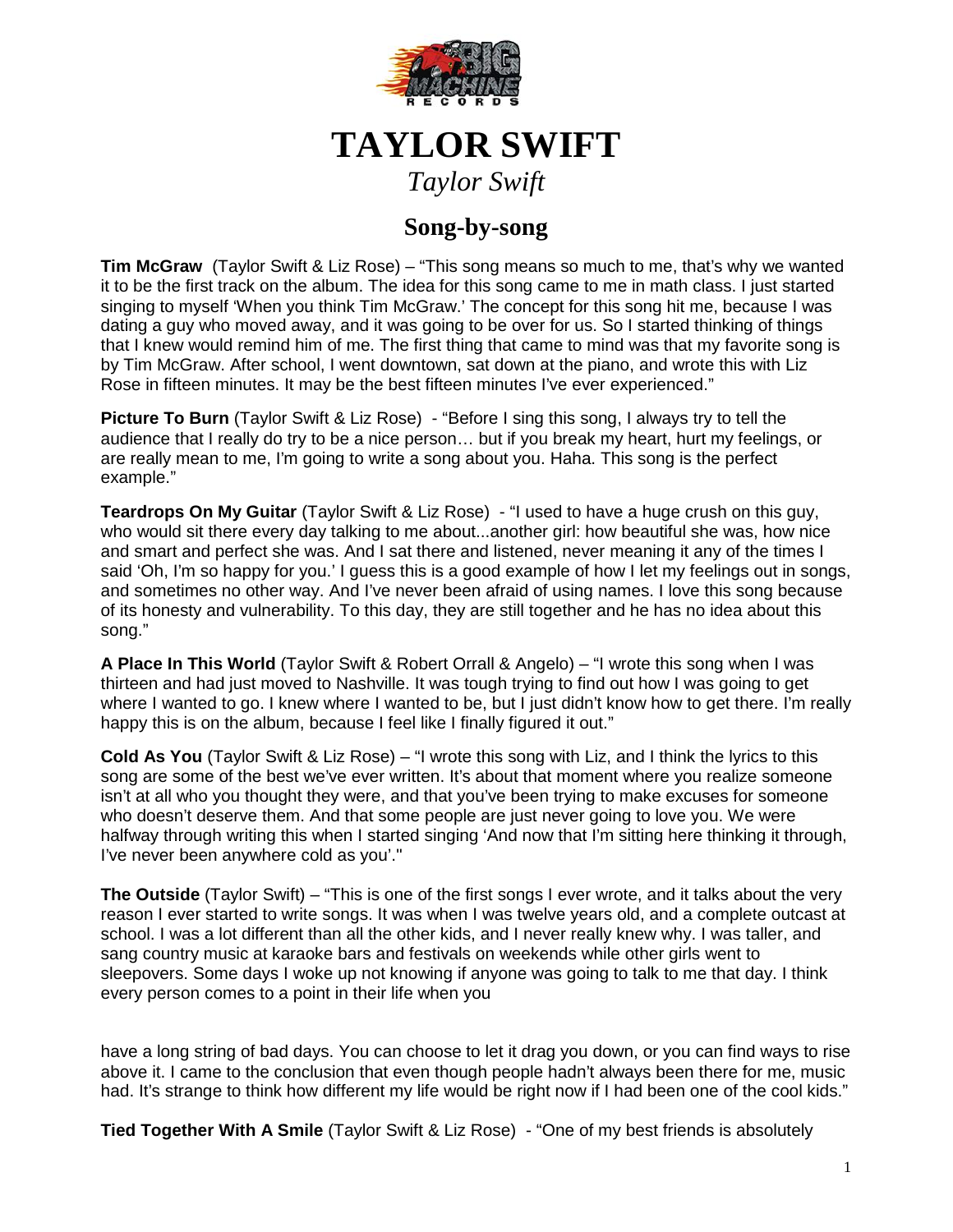# TAYLOR SWIFT

*Taylor Swift*

## Song-by-song

**Tim McGraw** (Taylor Swift & Liz Rose) – "This song means so much to me, that's why we wanted it to be the first track on the album. The idea for this song came to me in math class. I just started singing to myself 'When you think Tim McGraw.' The concept for this song hit me, because I was dating a guy who moved away, and it was going to be over for us. So I started thinking of things that I knew would remind him of me. The first thing that came to mind was that my favorite song is by Tim McGraw. After school, I went downtown, sat down at the piano, and wrote this with Liz Rose in fifteen minutes. It may be the best fifteen minutes I've ever experienced."

**Picture To Burn** (Taylor Swift & Liz Rose) - "Before I sing this song, I always try to tell the audience that I really do try to be a nice person… but if you break my heart, hurt my feelings, or are really mean to me, I'm going to write a song about you. Haha. This song is the perfect example."

**Teardrops On My Guitar** (Taylor Swift & Liz Rose) - "I used to have a huge crush on this guy, who would sit there every day talking to me about...another girl: how beautiful she was, how nice and smart and perfect she was. And I sat there and listened, never meaning it any of the times I said 'Oh, I'm so happy for you.' I guess this is a good example of how I let my feelings out in songs, and sometimes no other way. And I've never been afraid of using names. I love this song because of its honesty and vulnerability. To this day, they are still together and he has no idea about this song."

**A Place In This World** (Taylor Swift & Robert Orrall & Angelo) – "I wrote this song when I was thirteen and had just moved to Nashville. It was tough trying to find out how I was going to get where I wanted to go. I knew where I wanted to be, but I just didn't know how to get there. I'm really happy this is on the album, because I feel like I finally figured it out."

**Cold As You** (Taylor Swift & Liz Rose) – "I wrote this song with Liz, and I think the lyrics to this song are some of the best we've ever written. It's about that moment where you realize someone isn't at all who you thought they were, and that you've been trying to make excuses for someone who doesn't deserve them. And that some people are just never going to love you. We were halfway through writing this when I started singing 'And now that I'm sitting here thinking it through, I've never been anywhere cold as you'."

**The Outside** (Taylor Swift) – "This is one of the first songs I ever wrote, and it talks about the very reason I ever started to write songs. It was when I was twelve years old, and a complete outcast at school. I was a lot different than all the other kids, and I never really knew why. I was taller, and sang country music at karaoke bars and festivals on weekends while other girls went to sleepovers. Some days I woke up not knowing if anyone was going to talk to me that day. I think every person comes to a point in their life when you have a long string of bad days. You can choose to let it drag you down, or you can find ways to rise above it. I came to the conclusion that even though people hadn't always been there for me, music had. It's strange to think how different my life would be right now if I had been one of the cool kids."

**Tied Together With A Smile** (Taylor Swift & Liz Rose) - "One of my best friends is absolutely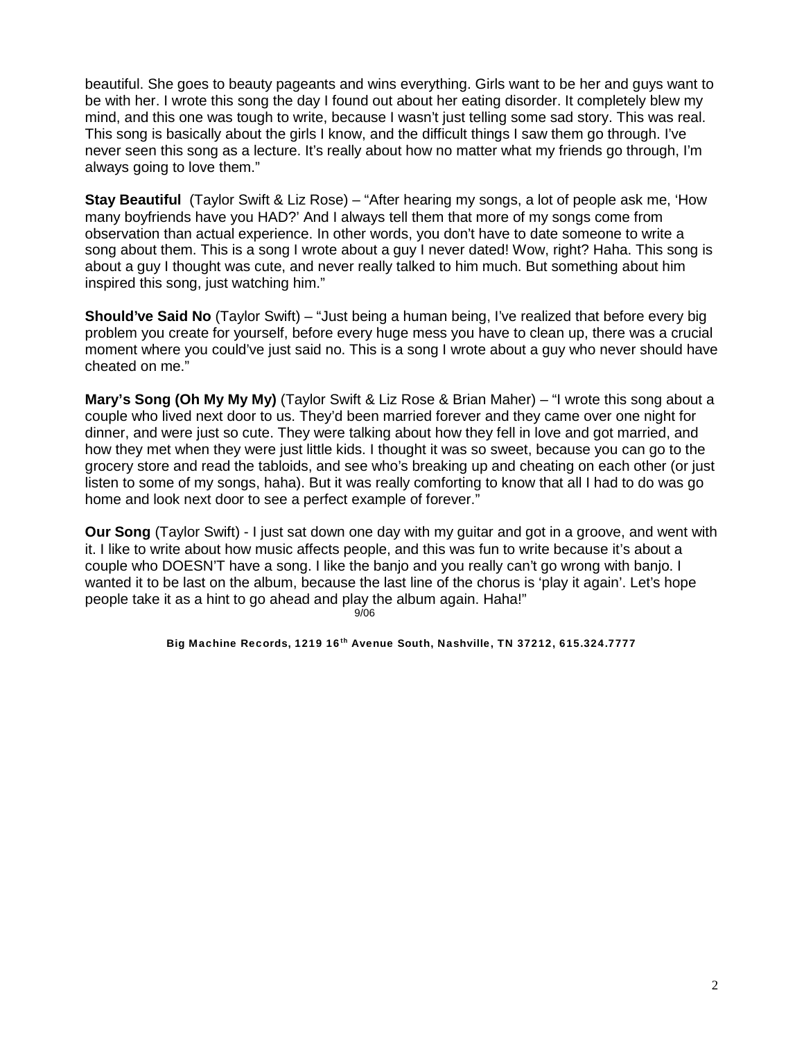beautiful. She goes to beauty pageants and wins everything. Girls want to be her and guys want to be with her. I wrote this song the day I found out about her eating disorder. It completely blew my mind, and this one was tough to write, because I wasn't just telling some sad story. This was real. This song is basically about the girls I know, and the difficult things I saw them go through. I've never seen this song as a lecture. It's really about how no matter what my friends go through, I'm always going to love them."

**Stay Beautiful** (Taylor Swift & Liz Rose) – "After hearing my songs, a lot of people ask me, 'How many boyfriends have you HAD?' And I always tell them that more of my songs come from observation than actual experience. In other words, you don't have to date someone to write a song about them. This is a song I wrote about a guy I never dated! Wow, right? Haha. This song is about a guy I thought was cute, and never really talked to him much. But something about him inspired this song, just watching him."

**Should've Said No** (Taylor Swift) – "Just being a human being, I've realized that before every big problem you create for yourself, before every huge mess you have to clean up, there was a crucial moment where you could've just said no. This is a song I wrote about a guy who never should have cheated on me."

**Mary's Song (Oh My My My)** (Taylor Swift & Liz Rose & Brian Maher) – "I wrote this song about a couple who lived next door to us. They'd been married forever and they came over one night for dinner, and were just so cute. They were talking about how they fell in love and got married, and how they met when they were just little kids. I thought it was so sweet, because you can go to the grocery store and read the tabloids, and see who's breaking up and cheating on each other (or just listen to some of my songs, haha). But it was really comforting to know that all I had to do was go home and look next door to see a perfect example of forever."

**Our Song** (Taylor Swift) - I just sat down one day with my guitar and got in a groove, and went with it. I like to write about how music affects people, and this was fun to write because it's about a couple who DOESN'T have a song. I like the banjo and you really can't go wrong with banjo. I wanted it to be last on the album, because the last line of the chorus is 'play it again'. Let's hope people take it as a hint to go ahead and play the album again. Haha!"

9/06

**Big Machine Records, 1219 16th Avenue South, Nashville, TN 37212, 615.324.7777**